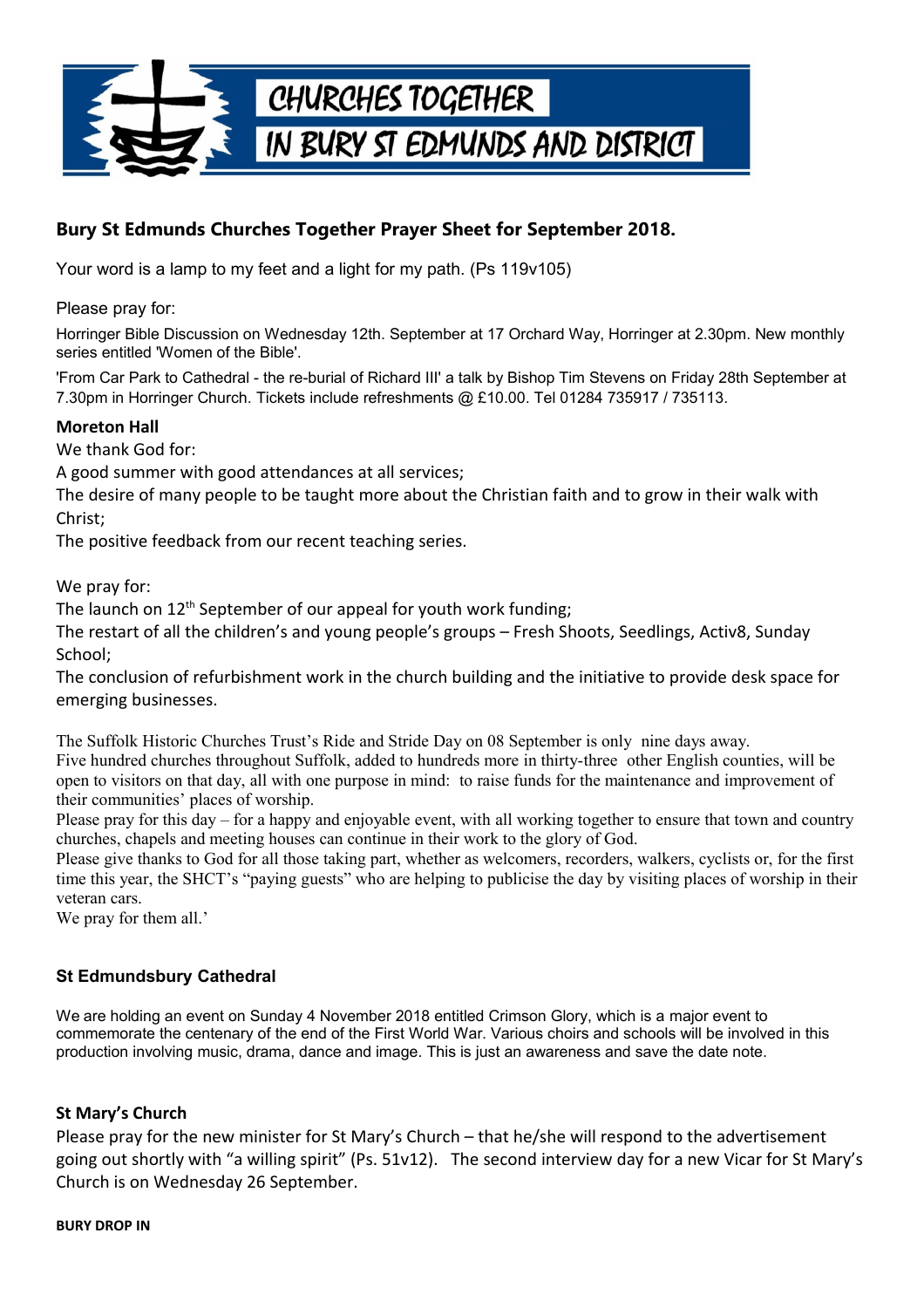# CHURCHES TOGETHER IN BURY ST EDMUNDS AND DISTRICT

## Bury St Edmunds Churches Together Prayer Sheet for September 2018.

Your word is a lamp to my feet and a light for my path. (Ps 119v105)

Please pray for:

Horringer Bible Discussion on Wednesday 12th. September at 17 Orchard Way, Horringer at 2.30pm. New monthly series entitled 'Women of the Bible'.

'From Car Park to Cathedral - the re-burial of Richard III' a talk by Bishop Tim Stevens on Friday 28th September at 7.30pm in Horringer Church. Tickets include refreshments @ £10.00. Tel 01284 735917 / 735113.

### Moreton Hall

We thank God for:

A good summer with good attendances at all services;

The desire of many people to be taught more about the Christian faith and to grow in their walk with Christ;

The positive feedback from our recent teaching series.

We pray for:

The launch on 12th September of our appeal for youth work funding;

The restart of all the children's and young people's groups – Fresh Shoots, Seedlings, Activ8, Sunday School;

The conclusion of refurbishment work in the church building and the initiative to provide desk space for emerging businesses.

The Suffolk Historic Churches Trust's Ride and Stride Day on 08 September is only nine days away.

Five hundred churches throughout Suffolk, added to hundreds more in thirty-three other English counties, will be open to visitors on that day, all with one purpose in mind: to raise funds for the maintenance and improvement of their communities' places of worship.

Please pray for this day – for a happy and enjoyable event, with all working together to ensure that town and country churches, chapels and meeting houses can continue in their work to the glory of God.

Please give thanks to God for all those taking part, whether as welcomers, recorders, walkers, cyclists or, for the first time this year, the SHCT's "paying guests" who are helping to publicise the day by visiting places of worship in their veteran cars.

We pray for them all.'

### St Edmundsbury Cathedral

We are holding an event on Sunday 4 November 2018 entitled Crimson Glory, which is a major event to commemorate the centenary of the end of the First World War. Various choirs and schools will be involved in this production involving music, drama, dance and image. This is just an awareness and save the date note.

### St Mary's Church

Please pray for the new minister for St Mary's Church – that he/she will respond to the advertisement going out shortly with "a willing spirit" (Ps. 51v12). The second interview day for a new Vicar for St Mary's Church is on Wednesday 26 September.

### BURY DROP IN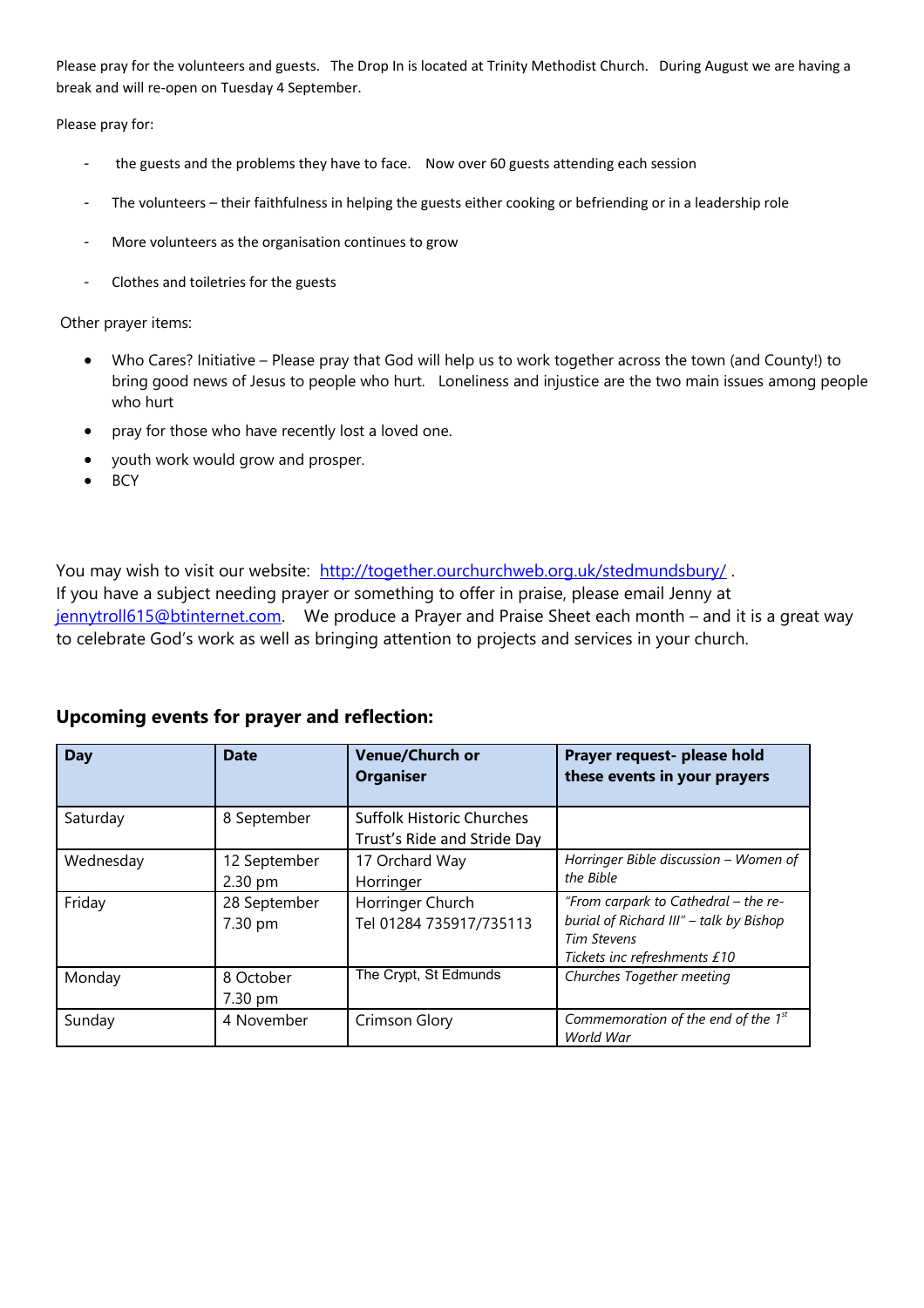Please pray for the volunteers and guests. The Drop In is located at Trinity Methodist Church. During August we are having a break and will re-open on Tuesday 4 September.

Please pray for:

- the guests and the problems they have to face. Now over 60 guests attending each session
- The volunteers – their faithfulness in helping the guests either cooking or befriending or in a leadership role
- More volunteers as the organisation continues to grow
- Clothes and toiletries for the guests

Other prayer items:

- Who Cares? Initiative – Please pray that God will help us to work together across the town (and County!) to bring good news of Jesus to people who hurt. Loneliness and injustice are the two main issues among people who hurt
- pray for those who have recently lost a loved one.
- youth work would grow and prosper.
- BCY

You may wish to visit our website: http://together.ourchurchweb.org.uk/stedmundsbury/ .
If you have a subject needing prayer or something to offer in praise, please email Jenny at jennytroll615@btinternet.com. We produce a Prayer and Praise Sheet each month – and it is a great way to celebrate God's work as well as bringing attention to projects and services in your church.

## Upcoming events for prayer and reflection:

| Day | Date | Venue/Church or Organiser | Prayer request- please hold these events in your prayers |
|---|---|---|---|
| Saturday | 8 September | Suffolk Historic Churches Trust's Ride and Stride Day | |
| Wednesday | 12 September 2.30 pm | 17 Orchard Way Horringer | *Horringer Bible discussion – Women of the Bible* |
| Friday | 28 September 7.30 pm | Horringer Church Tel 01284 735917/735113 | *"From carpark to Cathedral – the re-burial of Richard III" – talk by Bishop Tim Stevens Tickets inc refreshments £10* |
| Monday | 8 October 7.30 pm | The Crypt, St Edmunds | *Churches Together meeting* |
| Sunday | 4 November | Crimson Glory | *Commemoration of the end of the 1st World War* |